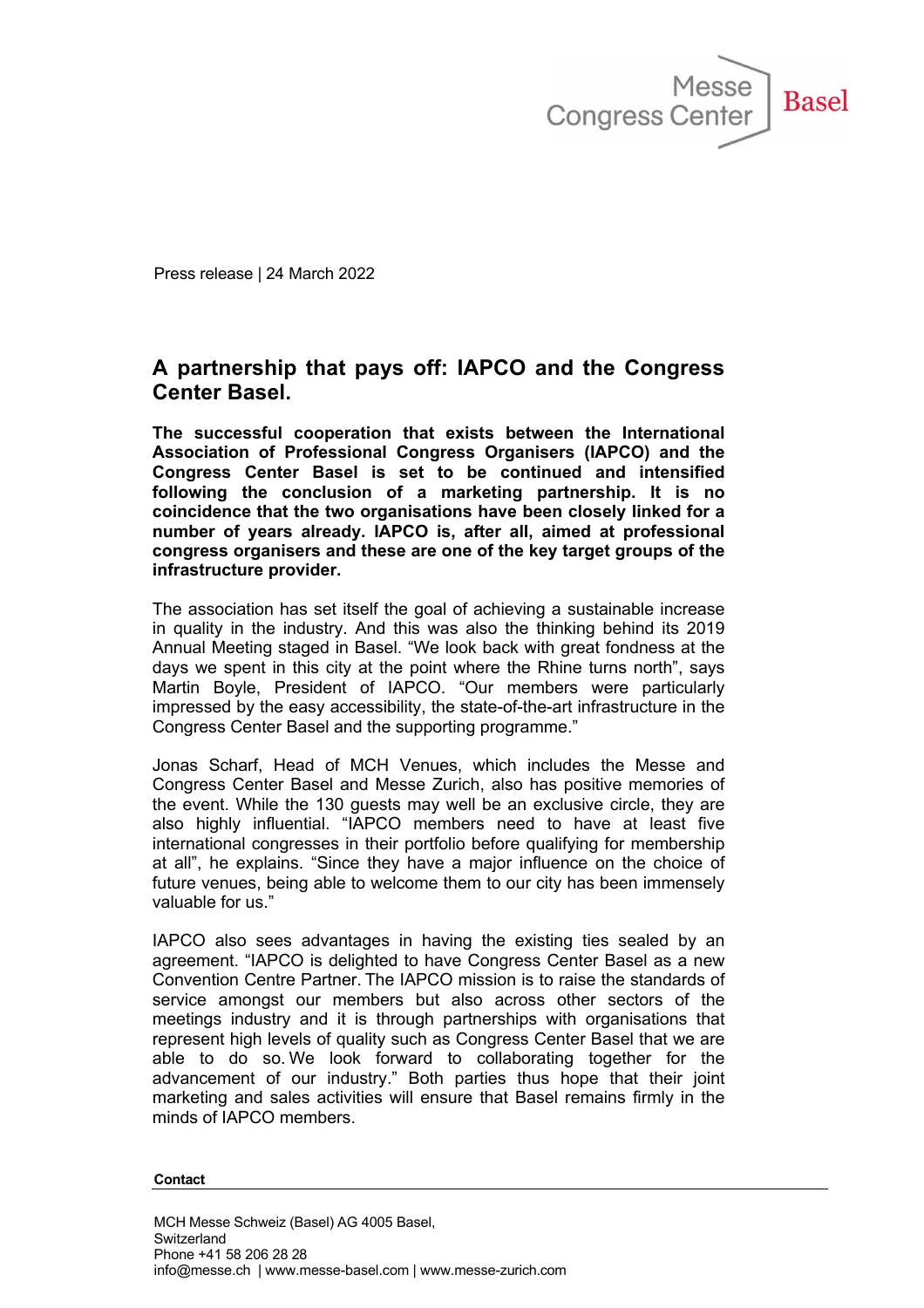Press release | 24 March 2022

## A partnership that pays off: IAPCO and the Congress Center Basel.

**The successful cooperation that exists between the International Association of Professional Congress Organisers (IAPCO) and the Congress Center Basel is set to be continued and intensified following the conclusion of a marketing partnership. It is no coincidence that the two organisations have been closely linked for a number of years already. IAPCO is, after all, aimed at professional congress organisers and these are one of the key target groups of the infrastructure provider.**

The association has set itself the goal of achieving a sustainable increase in quality in the industry. And this was also the thinking behind its 2019 Annual Meeting staged in Basel. “We look back with great fondness at the days we spent in this city at the point where the Rhine turns north”, says Martin Boyle, President of IAPCO. “Our members were particularly impressed by the easy accessibility, the state-of-the-art infrastructure in the Congress Center Basel and the supporting programme.”

Jonas Scharf, Head of MCH Venues, which includes the Messe and Congress Center Basel and Messe Zurich, also has positive memories of the event. While the 130 guests may well be an exclusive circle, they are also highly influential. “IAPCO members need to have at least five international congresses in their portfolio before qualifying for membership at all”, he explains. “Since they have a major influence on the choice of future venues, being able to welcome them to our city has been immensely valuable for us.”

IAPCO also sees advantages in having the existing ties sealed by an agreement. “IAPCO is delighted to have Congress Center Basel as a new Convention Centre Partner. The IAPCO mission is to raise the standards of service amongst our members but also across other sectors of the meetings industry and it is through partnerships with organisations that represent high levels of quality such as Congress Center Basel that we are able to do so. We look forward to collaborating together for the advancement of our industry.” Both parties thus hope that their joint marketing and sales activities will ensure that Basel remains firmly in the minds of IAPCO members.

**Contact**

MCH Messe Schweiz (Basel) AG 4005 Basel,
Switzerland
Phone +41 58 206 28 28
info@messe.ch | www.messe-basel.com | www.messe-zurich.com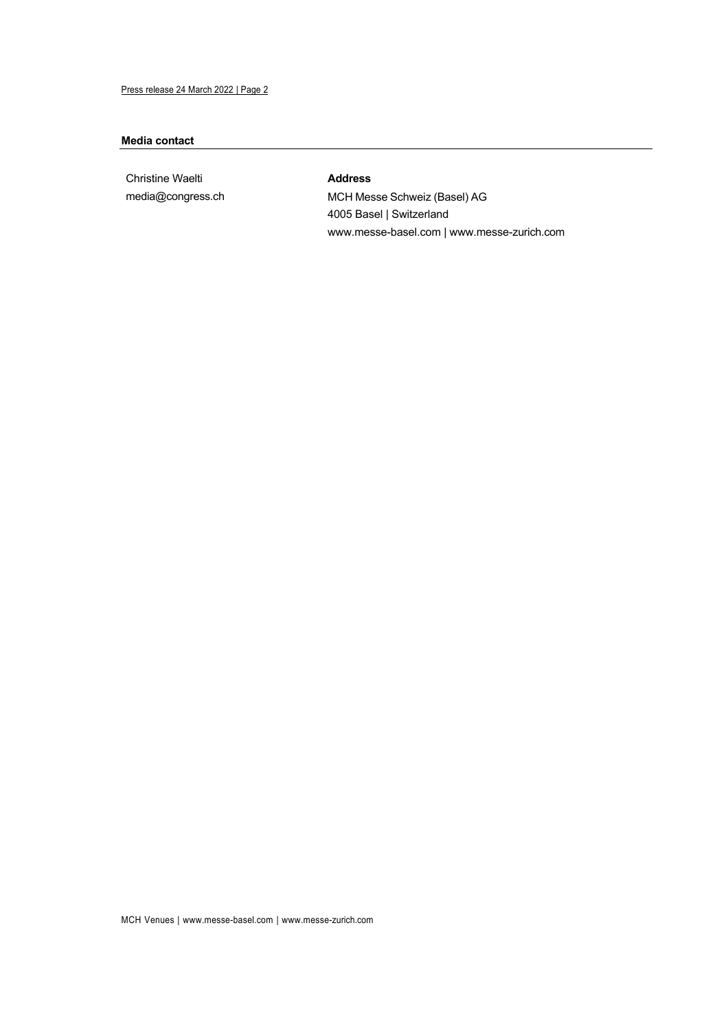**Media contact**

Christine Waelti
media@congress.ch

**Address**

MCH Messe Schweiz (Basel) AG
4005 Basel | Switzerland
www.messe-basel.com | www.messe-zurich.com